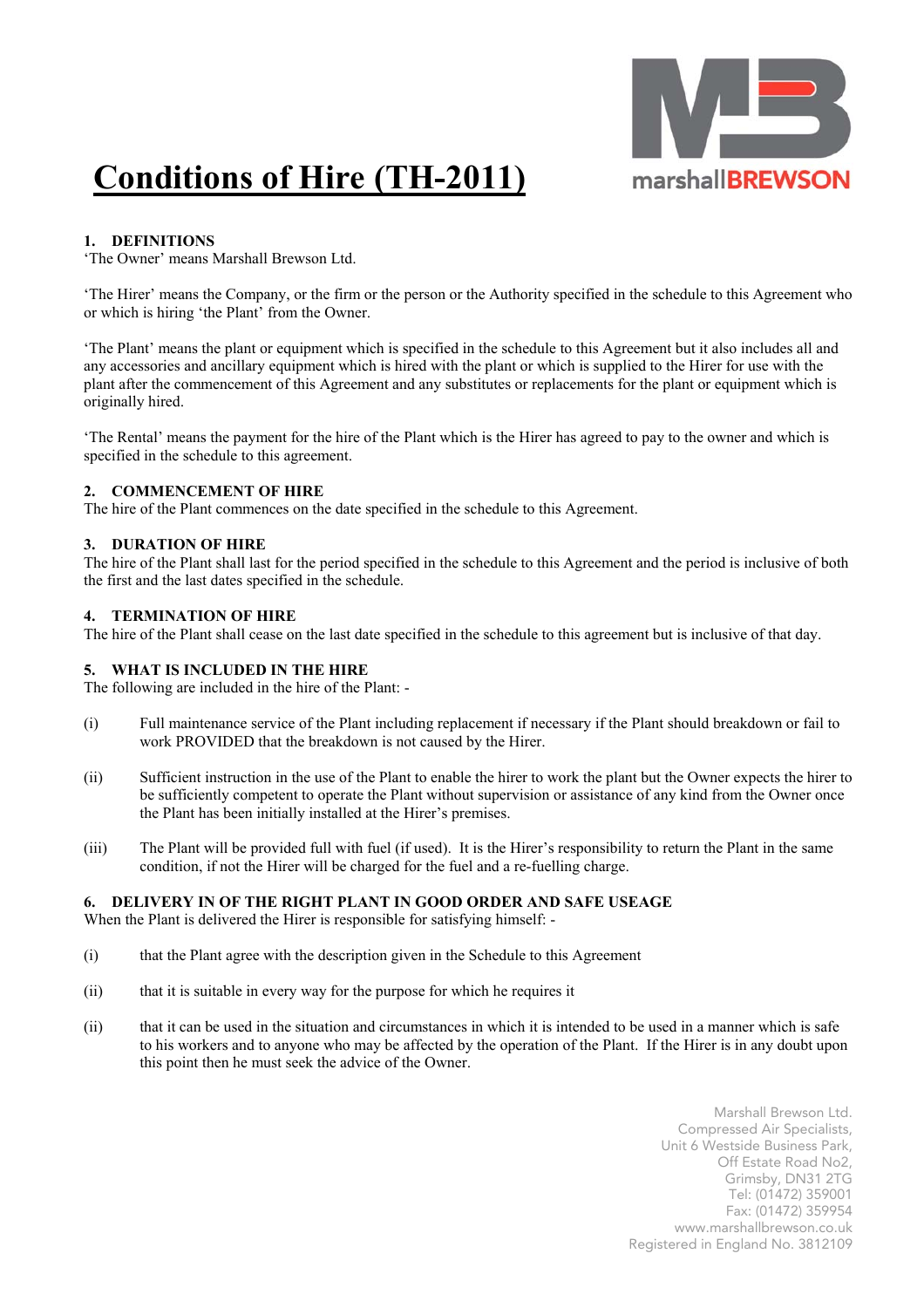# Conditions of Hire (TH-2011)

## 1. DEFINITIONS

'The Owner' means Marshall Brewson Ltd.

'The Hirer' means the Company, or the firm or the person or the Authority specified in the schedule to this Agreement who or which is hiring 'the Plant' from the Owner.

'The Plant' means the plant or equipment which is specified in the schedule to this Agreement but it also includes all and any accessories and ancillary equipment which is hired with the plant or which is supplied to the Hirer for use with the plant after the commencement of this Agreement and any substitutes or replacements for the plant or equipment which is originally hired.

'The Rental' means the payment for the hire of the Plant which is the Hirer has agreed to pay to the owner and which is specified in the schedule to this agreement.

## 2. COMMENCEMENT OF HIRE

The hire of the Plant commences on the date specified in the schedule to this Agreement.

## 3. DURATION OF HIRE

The hire of the Plant shall last for the period specified in the schedule to this Agreement and the period is inclusive of both the first and the last dates specified in the schedule.

## 4. TERMINATION OF HIRE

The hire of the Plant shall cease on the last date specified in the schedule to this agreement but is inclusive of that day.

## 5. WHAT IS INCLUDED IN THE HIRE

The following are included in the hire of the Plant: -

(i) Full maintenance service of the Plant including replacement if necessary if the Plant should breakdown or fail to work PROVIDED that the breakdown is not caused by the Hirer.

(ii) Sufficient instruction in the use of the Plant to enable the hirer to work the plant but the Owner expects the hirer to be sufficiently competent to operate the Plant without supervision or assistance of any kind from the Owner once the Plant has been initially installed at the Hirer's premises.

(iii) The Plant will be provided full with fuel (if used). It is the Hirer's responsibility to return the Plant in the same condition, if not the Hirer will be charged for the fuel and a re-fuelling charge.

## 6. DELIVERY IN OF THE RIGHT PLANT IN GOOD ORDER AND SAFE USEAGE

When the Plant is delivered the Hirer is responsible for satisfying himself: -

(i) that the Plant agree with the description given in the Schedule to this Agreement

(ii) that it is suitable in every way for the purpose for which he requires it

(ii) that it can be used in the situation and circumstances in which it is intended to be used in a manner which is safe to his workers and to anyone who may be affected by the operation of the Plant. If the Hirer is in any doubt upon this point then he must seek the advice of the Owner.

Marshall Brewson Ltd.
Compressed Air Specialists,
Unit 6 Westside Business Park,
Off Estate Road No2,
Grimsby, DN31 2TG
Tel: (01472) 359001
Fax: (01472) 359954
www.marshallbrewson.co.uk
Registered in England No. 3812109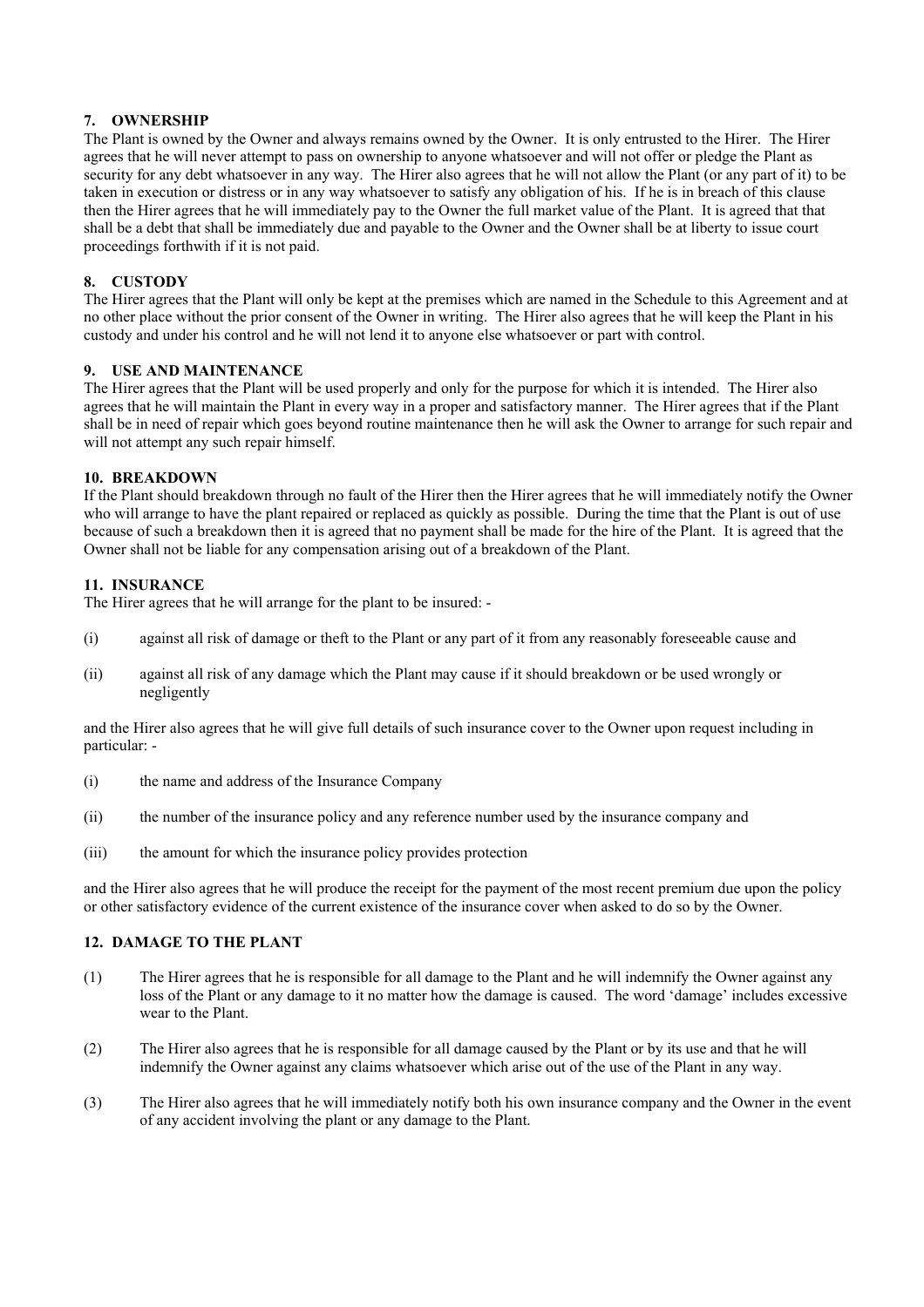## 7. OWNERSHIP

The Plant is owned by the Owner and always remains owned by the Owner. It is only entrusted to the Hirer. The Hirer agrees that he will never attempt to pass on ownership to anyone whatsoever and will not offer or pledge the Plant as security for any debt whatsoever in any way. The Hirer also agrees that he will not allow the Plant (or any part of it) to be taken in execution or distress or in any way whatsoever to satisfy any obligation of his. If he is in breach of this clause then the Hirer agrees that he will immediately pay to the Owner the full market value of the Plant. It is agreed that that shall be a debt that shall be immediately due and payable to the Owner and the Owner shall be at liberty to issue court proceedings forthwith if it is not paid.

## 8. CUSTODY

The Hirer agrees that the Plant will only be kept at the premises which are named in the Schedule to this Agreement and at no other place without the prior consent of the Owner in writing. The Hirer also agrees that he will keep the Plant in his custody and under his control and he will not lend it to anyone else whatsoever or part with control.

## 9. USE AND MAINTENANCE

The Hirer agrees that the Plant will be used properly and only for the purpose for which it is intended. The Hirer also agrees that he will maintain the Plant in every way in a proper and satisfactory manner. The Hirer agrees that if the Plant shall be in need of repair which goes beyond routine maintenance then he will ask the Owner to arrange for such repair and will not attempt any such repair himself.

## 10. BREAKDOWN

If the Plant should breakdown through no fault of the Hirer then the Hirer agrees that he will immediately notify the Owner who will arrange to have the plant repaired or replaced as quickly as possible. During the time that the Plant is out of use because of such a breakdown then it is agreed that no payment shall be made for the hire of the Plant. It is agreed that the Owner shall not be liable for any compensation arising out of a breakdown of the Plant.

## 11. INSURANCE

The Hirer agrees that he will arrange for the plant to be insured: -

(i) against all risk of damage or theft to the Plant or any part of it from any reasonably foreseeable cause and

(ii) against all risk of any damage which the Plant may cause if it should breakdown or be used wrongly or negligently

and the Hirer also agrees that he will give full details of such insurance cover to the Owner upon request including in particular: -

(i) the name and address of the Insurance Company

(ii) the number of the insurance policy and any reference number used by the insurance company and

(iii) the amount for which the insurance policy provides protection

and the Hirer also agrees that he will produce the receipt for the payment of the most recent premium due upon the policy or other satisfactory evidence of the current existence of the insurance cover when asked to do so by the Owner.

## 12. DAMAGE TO THE PLANT

(1) The Hirer agrees that he is responsible for all damage to the Plant and he will indemnify the Owner against any loss of the Plant or any damage to it no matter how the damage is caused. The word 'damage' includes excessive wear to the Plant.

(2) The Hirer also agrees that he is responsible for all damage caused by the Plant or by its use and that he will indemnify the Owner against any claims whatsoever which arise out of the use of the Plant in any way.

(3) The Hirer also agrees that he will immediately notify both his own insurance company and the Owner in the event of any accident involving the plant or any damage to the Plant.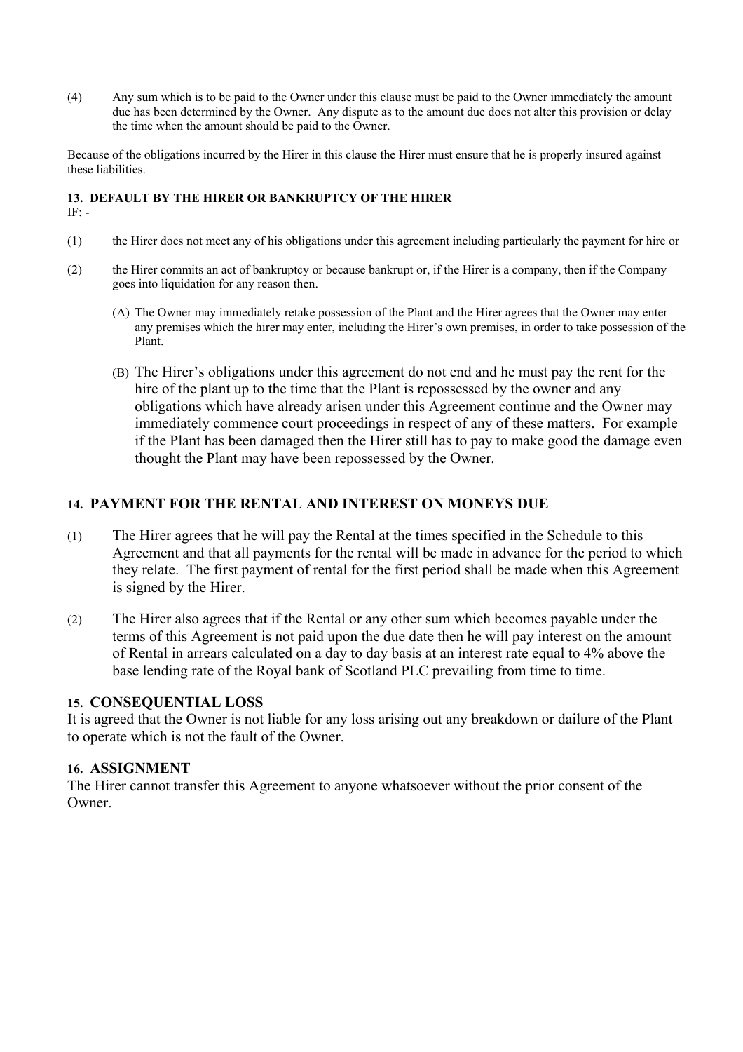(4) Any sum which is to be paid to the Owner under this clause must be paid to the Owner immediately the amount due has been determined by the Owner. Any dispute as to the amount due does not alter this provision or delay the time when the amount should be paid to the Owner.

Because of the obligations incurred by the Hirer in this clause the Hirer must ensure that he is properly insured against these liabilities.

**13. DEFAULT BY THE HIRER OR BANKRUPTCY OF THE HIRER**

IF: -

(1) the Hirer does not meet any of his obligations under this agreement including particularly the payment for hire or

(2) the Hirer commits an act of bankruptcy or because bankrupt or, if the Hirer is a company, then if the Company goes into liquidation for any reason then.

(A) The Owner may immediately retake possession of the Plant and the Hirer agrees that the Owner may enter any premises which the hirer may enter, including the Hirer's own premises, in order to take possession of the Plant.

(B) The Hirer's obligations under this agreement do not end and he must pay the rent for the hire of the plant up to the time that the Plant is repossessed by the owner and any obligations which have already arisen under this Agreement continue and the Owner may immediately commence court proceedings in respect of any of these matters. For example if the Plant has been damaged then the Hirer still has to pay to make good the damage even thought the Plant may have been repossessed by the Owner.

## 14. PAYMENT FOR THE RENTAL AND INTEREST ON MONEYS DUE

(1) The Hirer agrees that he will pay the Rental at the times specified in the Schedule to this Agreement and that all payments for the rental will be made in advance for the period to which they relate. The first payment of rental for the first period shall be made when this Agreement is signed by the Hirer.

(2) The Hirer also agrees that if the Rental or any other sum which becomes payable under the terms of this Agreement is not paid upon the due date then he will pay interest on the amount of Rental in arrears calculated on a day to day basis at an interest rate equal to 4% above the base lending rate of the Royal bank of Scotland PLC prevailing from time to time.

## 15. CONSEQUENTIAL LOSS

It is agreed that the Owner is not liable for any loss arising out any breakdown or dailure of the Plant to operate which is not the fault of the Owner.

## 16. ASSIGNMENT

The Hirer cannot transfer this Agreement to anyone whatsoever without the prior consent of the Owner.